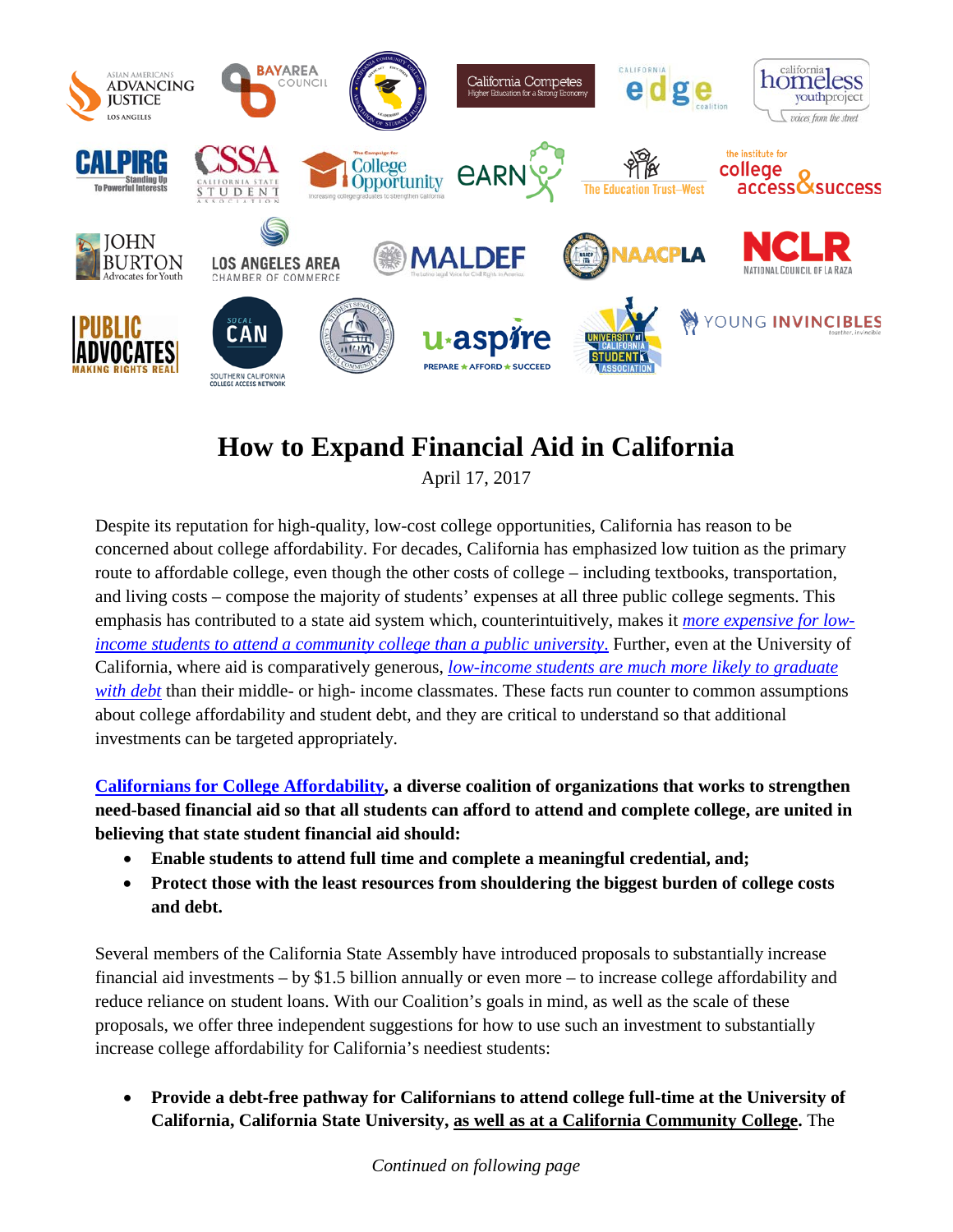# How to Expand Financial Aid in California

April 17, 2017

Despite its reputation for high-quality, low-cost college opportunities, California has reason to be concerned about college affordability. For decades, California has emphasized low tuition as the primary route to affordable college, even though the other costs of college – including textbooks, transportation, and living costs – compose the majority of students' expenses at all three public college segments. This emphasis has contributed to a state aid system which, counterintuitively, makes it *[more expensive for low-income students to attend a community college than a public university.](#)* Further, even at the University of California, where aid is comparatively generous, *[low-income students are much more likely to graduate with debt](#)* than their middle- or high- income classmates. These facts run counter to common assumptions about college affordability and student debt, and they are critical to understand so that additional investments can be targeted appropriately.

**[Californians for College Affordability](#), a diverse coalition of organizations that works to strengthen need-based financial aid so that all students can afford to attend and complete college, are united in believing that state student financial aid should:**

- **Enable students to attend full time and complete a meaningful credential, and;**
- **Protect those with the least resources from shouldering the biggest burden of college costs and debt.**

Several members of the California State Assembly have introduced proposals to substantially increase financial aid investments – by $1.5 billion annually or even more – to increase college affordability and reduce reliance on student loans. With our Coalition's goals in mind, as well as the scale of these proposals, we offer three independent suggestions for how to use such an investment to substantially increase college affordability for California's neediest students:

- **Provide a debt-free pathway for Californians to attend college full-time at the University of California, California State University, <u>as well as at a California Community College</u>.** The

*Continued on following page*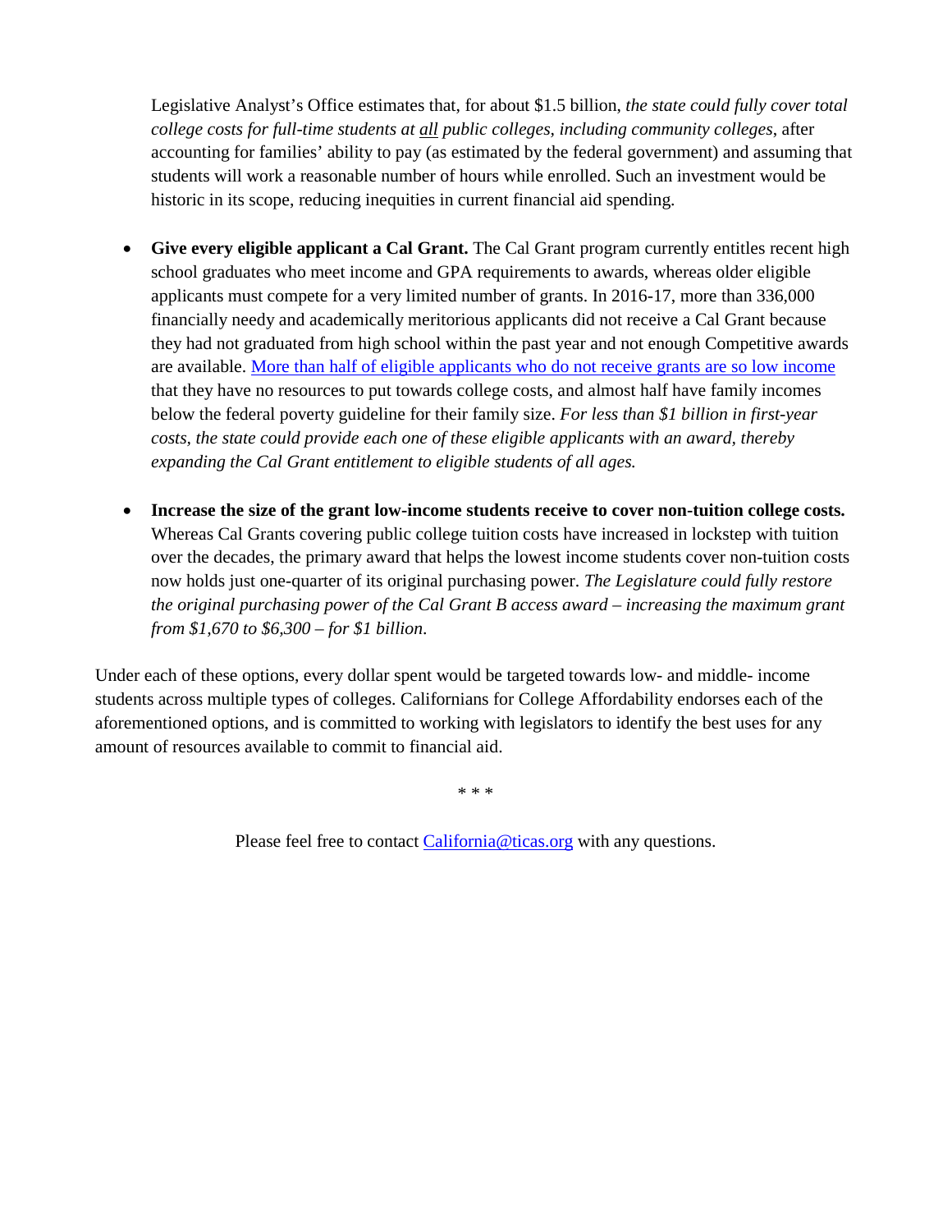Legislative Analyst's Office estimates that, for about $1.5 billion, *the state could fully cover total college costs for full-time students at all public colleges, including community colleges*, after accounting for families' ability to pay (as estimated by the federal government) and assuming that students will work a reasonable number of hours while enrolled. Such an investment would be historic in its scope, reducing inequities in current financial aid spending.

- **Give every eligible applicant a Cal Grant.** The Cal Grant program currently entitles recent high school graduates who meet income and GPA requirements to awards, whereas older eligible applicants must compete for a very limited number of grants. In 2016-17, more than 336,000 financially needy and academically meritorious applicants did not receive a Cal Grant because they had not graduated from high school within the past year and not enough Competitive awards are available. More than half of eligible applicants who do not receive grants are so low income that they have no resources to put towards college costs, and almost half have family incomes below the federal poverty guideline for their family size. *For less than $1 billion in first-year costs, the state could provide each one of these eligible applicants with an award, thereby expanding the Cal Grant entitlement to eligible students of all ages.*

- **Increase the size of the grant low-income students receive to cover non-tuition college costs.** Whereas Cal Grants covering public college tuition costs have increased in lockstep with tuition over the decades, the primary award that helps the lowest income students cover non-tuition costs now holds just one-quarter of its original purchasing power. *The Legislature could fully restore the original purchasing power of the Cal Grant B access award – increasing the maximum grant from $1,670 to $6,300 – for $1 billion*.

Under each of these options, every dollar spent would be targeted towards low- and middle- income students across multiple types of colleges. Californians for College Affordability endorses each of the aforementioned options, and is committed to working with legislators to identify the best uses for any amount of resources available to commit to financial aid.

\* \* \*

Please feel free to contact California@ticas.org with any questions.